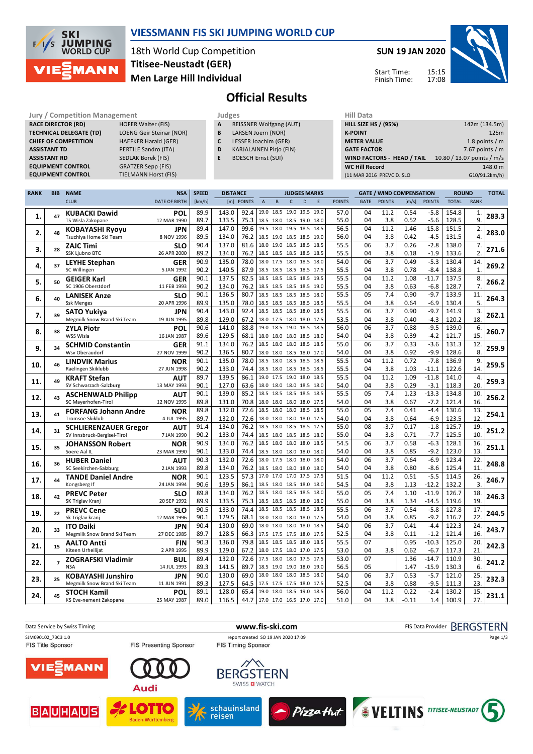# VIESSMANN FIS SKI JUMPING WORLD CUP

18th World Cup Competition
Titisee-Neustadt (GER)
Men Large Hill Individual

**SUN 19 JAN 2020**

Start Time: 15:15
Finish Time: 17:08

## Official Results

**Jury / Competition Management**

| | |
|---|---|
| RACE DIRECTOR (RD) | HOFER Walter (FIS) |
| TECHNICAL DELEGATE (TD) | LOENG Geir Steinar (NOR) |
| CHIEF OF COMPETITION | HAEFKER Harald (GER) |
| ASSISTANT TD | PERTILE Sandro (ITA) |
| ASSISTANT RD | SEDLAK Borek (FIS) |
| EQUIPMENT CONTROL | GRATZER Sepp (FIS) |
| EQUIPMENT CONTROL | TIELMANN Horst (FIS) |

**Judges**

| | |
|---|---|
| A | REISSNER Wolfgang (AUT) |
| B | LARSEN Joern (NOR) |
| C | LESSER Joachim (GER) |
| D | KARJALAINEN Pirjo (FIN) |
| E | BOESCH Ernst (SUI) |

**Hill Data**

| | |
|---|---|
| HILL SIZE HS / (95%) | 142m (134.5m) |
| K-POINT | 125m |
| METER VALUE | 1.8 points / m |
| GATE FACTOR | 7.67 points / m |
| WIND FACTORS - HEAD / TAIL | 10.80 / 13.07 points / m/s |
| WC Hill Record | 148.0 m |
| (11 MAR 2016 PREVC D. SLO | G10/91.2km/h) |

| RANK | BIB | NAME / CLUB | NSA / DATE OF BIRTH | SPEED [km/h] | DISTANCE [m] | DISTANCE POINTS | A | B | C | D | E | JUDGES POINTS | GATE | GATE POINTS | WIND [m/s] | WIND POINTS | ROUND TOTAL | ROUND RANK | TOTAL |
|---|---|---|---|---|---|---|---|---|---|---|---|---|---|---|---|---|---|---|---|
| 1. | 47 | **KUBACKI Dawid** | POL | 89.9 | 143.0 | 92.4 | 19.0 | 18.5 | 19.0 | 19.5 | 19.0 | 57.0 | 04 | 11.2 | 0.54 | -5.8 | 154.8 | 1. | 283.3 |
| | | TS Wisla Zakopane | 12 MAR 1990 | 89.7 | 133.5 | 75.3 | 18.5 | 18.0 | 18.5 | 19.0 | 18.0 | 55.0 | 04 | 3.8 | 0.52 | -5.6 | 128.5 | 9. | |
| 2. | 48 | **KOBAYASHI Ryoyu** | JPN | 89.4 | 147.0 | 99.6 | 19.5 | 18.0 | 19.5 | 18.5 | 18.5 | 56.5 | 04 | 11.2 | 1.46 | -15.8 | 151.5 | 2. | 283.0 |
| | | Tsuchiya Home Ski Team | 8 NOV 1996 | 89.5 | 134.0 | 76.2 | 18.5 | 19.0 | 18.5 | 18.5 | 19.0 | 56.0 | 04 | 3.8 | 0.42 | -4.5 | 131.5 | 4. | |
| 3. | 28 | **ZAJC Timi** | SLO | 90.4 | 137.0 | 81.6 | 18.0 | 19.0 | 18.5 | 18.5 | 18.5 | 55.5 | 06 | 3.7 | 0.26 | -2.8 | 138.0 | 7. | 271.6 |
| | | SSK Ljubno BTC | 26 APR 2000 | 89.2 | 134.0 | 76.2 | 18.5 | 18.5 | 18.5 | 18.5 | 18.5 | 55.5 | 04 | 3.8 | 0.18 | -1.9 | 133.6 | 2. | |
| 4. | 37 | **LEYHE Stephan** | GER | 90.9 | 135.0 | 78.0 | 18.0 | 17.5 | 18.0 | 18.5 | 18.0 | 54.0 | 06 | 3.7 | 0.49 | -5.3 | 130.4 | 14. | 269.2 |
| | | SC Willingen | 5 JAN 1992 | 90.2 | 140.5 | 87.9 | 18.5 | 18.5 | 18.5 | 18.5 | 17.5 | 55.5 | 04 | 3.8 | 0.78 | -8.4 | 138.8 | 1. | |
| 5. | 50 | **GEIGER Karl** | GER | 90.1 | 137.5 | 82.5 | 18.5 | 18.5 | 18.5 | 18.5 | 19.5 | 55.5 | 04 | 11.2 | 1.08 | -11.7 | 137.5 | 8. | 266.2 |
| | | SC 1906 Oberstdorf | 11 FEB 1993 | 90.2 | 134.0 | 76.2 | 18.5 | 18.5 | 18.5 | 18.5 | 19.0 | 55.5 | 04 | 3.8 | 0.63 | -6.8 | 128.7 | 7. | |
| 6. | 40 | **LANISEK Anze** | SLO | 90.1 | 136.5 | 80.7 | 18.5 | 18.5 | 18.5 | 18.5 | 18.0 | 55.5 | 05 | 7.4 | 0.90 | -9.7 | 133.9 | 11. | 264.3 |
| | | Ssk Menges | 20 APR 1996 | 89.9 | 135.0 | 78.0 | 18.5 | 18.5 | 18.5 | 18.5 | 18.5 | 55.5 | 04 | 3.8 | 0.64 | -6.9 | 130.4 | 5. | |
| 7. | 39 | **SATO Yukiya** | JPN | 90.4 | 143.0 | 92.4 | 18.5 | 18.5 | 18.5 | 18.0 | 18.5 | 55.5 | 06 | 3.7 | 0.90 | -9.7 | 141.9 | 3. | 262.1 |
| | | Megmilk Snow Brand Ski Team | 19 JUN 1995 | 89.8 | 129.0 | 67.2 | 18.0 | 17.5 | 18.0 | 18.0 | 17.5 | 53.5 | 04 | 3.8 | 0.40 | -4.3 | 120.2 | 18. | |
| 8. | 38 | **ZYLA Piotr** | POL | 90.6 | 141.0 | 88.8 | 19.0 | 18.5 | 19.0 | 18.5 | 18.5 | 56.0 | 06 | 3.7 | 0.88 | -9.5 | 139.0 | 6. | 260.7 |
| | | WSS Wisla | 16 JAN 1987 | 89.6 | 129.5 | 68.1 | 18.0 | 18.0 | 18.0 | 18.5 | 18.0 | 54.0 | 04 | 3.8 | 0.39 | -4.2 | 121.7 | 15. | |
| 9. | 34 | **SCHMID Constantin** | GER | 91.1 | 134.0 | 76.2 | 18.5 | 18.0 | 18.0 | 18.5 | 18.5 | 55.0 | 06 | 3.7 | 0.33 | -3.6 | 131.3 | 12. | 259.9 |
| | | Wsv Oberaudorf | 27 NOV 1999 | 90.2 | 136.5 | 80.7 | 18.0 | 18.0 | 18.0 | 18.0 | 17.0 | 54.0 | 04 | 3.8 | 0.92 | -9.9 | 128.6 | 8. | |
| 10. | 46 | **LINDVIK Marius** | NOR | 90.1 | 135.0 | 78.0 | 18.5 | 18.0 | 18.5 | 18.5 | 18.5 | 55.5 | 04 | 11.2 | 0.72 | -7.8 | 136.9 | 9. | 259.5 |
| | | Raelingen Skiklubb | 27 JUN 1998 | 90.2 | 133.0 | 74.4 | 18.5 | 18.0 | 18.5 | 18.5 | 18.5 | 55.5 | 04 | 3.8 | 1.03 | -11.1 | 122.6 | 14. | |
| 11. | 49 | **KRAFT Stefan** | AUT | 89.7 | 139.5 | 86.1 | 19.0 | 17.5 | 19.0 | 18.0 | 18.5 | 55.5 | 04 | 11.2 | 1.09 | -11.8 | 141.0 | 4. | 259.3 |
| | | SV Schwarzach-Salzburg | 13 MAY 1993 | 90.1 | 127.0 | 63.6 | 18.0 | 18.0 | 18.0 | 18.5 | 18.0 | 54.0 | 04 | 3.8 | 0.29 | -3.1 | 118.3 | 20. | |
| 12. | 43 | **ASCHENWALD Philipp** | AUT | 90.1 | 139.0 | 85.2 | 18.5 | 18.5 | 18.5 | 18.5 | 18.5 | 55.5 | 05 | 7.4 | 1.23 | -13.3 | 134.8 | 10. | 256.2 |
| | | SC Mayerhofen-Tirol | 12 NOV 1995 | 89.8 | 131.0 | 70.8 | 18.0 | 18.0 | 18.0 | 18.0 | 17.5 | 54.0 | 04 | 3.8 | 0.67 | -7.2 | 121.4 | 16. | |
| 13. | 41 | **FORFANG Johann Andre** | NOR | 89.8 | 132.0 | 72.6 | 18.5 | 18.0 | 18.5 | 18.5 | 18.5 | 55.0 | 05 | 7.4 | 0.41 | -4.4 | 130.6 | 13. | 254.1 |
| | | Tromsoe Skiklub | 4 JUL 1995 | 89.7 | 132.0 | 72.6 | 18.0 | 18.0 | 18.0 | 18.0 | 17.5 | 54.0 | 04 | 3.8 | 0.64 | -6.9 | 123.5 | 12. | |
| 14. | 31 | **SCHLIERENZAUER Gregor** | AUT | 91.4 | 134.0 | 76.2 | 18.5 | 18.0 | 18.5 | 18.5 | 17.5 | 55.0 | 08 | -3.7 | 0.17 | -1.8 | 125.7 | 19. | 251.2 |
| | | SV Innsbruck-Bergisel-Tirol | 7 JAN 1990 | 90.2 | 133.0 | 74.4 | 18.5 | 18.5 | 18.5 | 18.5 | 18.0 | 55.0 | 04 | 3.8 | 0.71 | -7.7 | 125.5 | 10. | |
| 15. | 35 | **JOHANSSON Robert** | NOR | 90.9 | 134.0 | 76.2 | 18.5 | 18.0 | 18.0 | 18.0 | 18.5 | 54.5 | 06 | 3.7 | 0.58 | -6.3 | 128.1 | 16. | 251.1 |
| | | Soere Aal IL | 23 MAR 1990 | 90.1 | 133.0 | 74.4 | 18.5 | 18.0 | 18.0 | 18.0 | 18.0 | 54.0 | 04 | 3.8 | 0.85 | -9.2 | 123.0 | 13. | |
| 16. | 36 | **HUBER Daniel** | AUT | 90.3 | 132.0 | 72.6 | 18.0 | 17.5 | 18.0 | 18.0 | 18.0 | 54.0 | 06 | 3.7 | 0.64 | -6.9 | 123.4 | 22. | 248.8 |
| | | SC Seekirchen-Salzburg | 2 JAN 1993 | 89.8 | 134.0 | 76.2 | 18.5 | 18.0 | 18.0 | 18.0 | 18.0 | 54.0 | 04 | 3.8 | 0.80 | -8.6 | 125.4 | 11. | |
| 17. | 44 | **TANDE Daniel Andre** | NOR | 90.1 | 123.5 | 57.3 | 17.0 | 17.0 | 17.0 | 17.5 | 17.5 | 51.5 | 04 | 11.2 | 0.51 | -5.5 | 114.5 | 26. | 246.7 |
| | | Kongsberg If | 24 JAN 1994 | 90.6 | 139.5 | 86.1 | 18.5 | 18.0 | 18.5 | 18.0 | 18.0 | 54.5 | 04 | 3.8 | 1.13 | -12.2 | 132.2 | 3. | |
| 18. | 42 | **PREVC Peter** | SLO | 89.8 | 134.0 | 76.2 | 18.5 | 18.0 | 18.5 | 18.5 | 18.0 | 55.0 | 05 | 7.4 | 1.10 | -11.9 | 126.7 | 18. | 246.3 |
| | | SK Triglav Kranj | 20 SEP 1992 | 89.9 | 133.5 | 75.3 | 18.5 | 18.5 | 18.5 | 18.0 | 18.0 | 55.0 | 04 | 3.8 | 1.34 | -14.5 | 119.6 | 19. | |
| 19. | 22 | **PREVC Cene** | SLO | 90.5 | 133.0 | 74.4 | 18.5 | 18.5 | 18.5 | 18.5 | 18.5 | 55.5 | 06 | 3.7 | 0.54 | -5.8 | 127.8 | 17. | 244.5 |
| | | Sk Triglav kranj | 12 MAR 1996 | 90.1 | 129.5 | 68.1 | 18.0 | 18.0 | 18.0 | 18.0 | 17.5 | 54.0 | 04 | 3.8 | 0.85 | -9.2 | 116.7 | 22. | |
| 20. | 33 | **ITO Daiki** | JPN | 90.4 | 130.0 | 69.0 | 18.0 | 18.0 | 18.0 | 18.0 | 18.0 | 54.0 | 06 | 3.7 | 0.41 | -4.4 | 122.3 | 24. | 243.7 |
| | | Megmilk Snow Brand Ski Team | 27 DEC 1985 | 89.7 | 128.5 | 66.3 | 17.5 | 17.5 | 17.5 | 18.0 | 17.5 | 52.5 | 04 | 3.8 | 0.11 | -1.2 | 121.4 | 16. | |
| 21. | 15 | **AALTO Antti** | FIN | 90.3 | 136.0 | 79.8 | 18.5 | 18.5 | 18.5 | 18.0 | 18.5 | 55.5 | 07 | | 0.95 | -10.3 | 125.0 | 20. | 242.3 |
| | | Kiteen Urheilijat | 2 APR 1995 | 89.9 | 129.0 | 67.2 | 18.0 | 17.5 | 18.0 | 17.0 | 17.5 | 53.0 | 04 | 3.8 | 0.62 | -6.7 | 117.3 | 21. | |
| 22. | 7 | **ZOGRAFSKI Vladimir** | BUL | 89.4 | 132.0 | 72.6 | 17.5 | 18.0 | 18.0 | 17.5 | 17.5 | 53.0 | 07 | | 1.36 | -14.7 | 110.9 | 30. | 241.2 |
| | | NSA | 14 JUL 1993 | 89.3 | 141.5 | 89.7 | 18.5 | 19.0 | 19.0 | 18.0 | 19.0 | 56.5 | 05 | | 1.47 | -15.9 | 130.3 | 6. | |
| 23. | 25 | **KOBAYASHI Junshiro** | JPN | 90.0 | 130.0 | 69.0 | 18.0 | 18.0 | 18.0 | 18.5 | 18.0 | 54.0 | 06 | 3.7 | 0.53 | -5.7 | 121.0 | 25. | 232.3 |
| | | Megmilk Snow Brand Ski Team | 11 JUN 1991 | 89.3 | 127.5 | 64.5 | 17.5 | 17.5 | 17.5 | 18.0 | 17.5 | 52.5 | 04 | 3.8 | 0.88 | -9.5 | 111.3 | 23. | |
| 24. | 45 | **STOCH Kamil** | POL | 89.1 | 128.0 | 65.4 | 19.0 | 18.0 | 18.5 | 19.0 | 18.5 | 56.0 | 04 | 11.2 | 0.22 | -2.4 | 130.2 | 15. | 231.1 |
| | | KS Eve-nement Zakopane | 25 MAY 1987 | 89.0 | 116.5 | 44.7 | 17.0 | 17.0 | 16.5 | 17.0 | 17.0 | 51.0 | 04 | 3.8 | -0.11 | 1.4 | 100.9 | 27. | |

Data Service by Swiss Timing — www.fis-ski.com — FIS Data Provider BERGSTERN

SJM090102_73C3 1.0 — report created SO 19 JAN 2020 17:09

FIS Title Sponsor: VIESSMANN — FIS Presenting Sponsor: Audi — FIS Timing Sponsor: BERGSTERN SWISS WATCH

BAUHAUS — LOTTO Baden-Württemberg — schauinsland reisen — Pizza Hut — VELTINS — TITISEE-NEUSTADT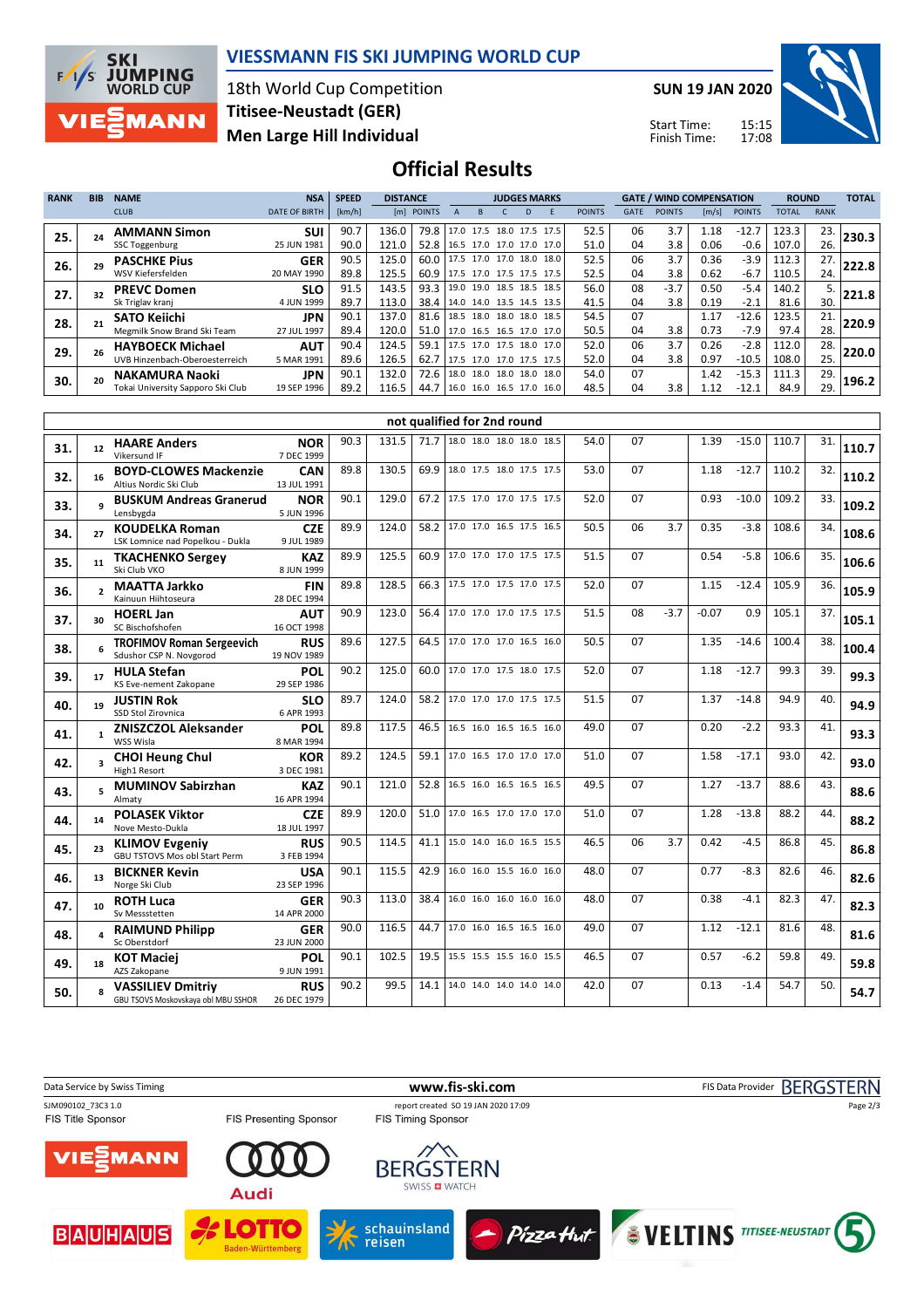# VIESSMANN FIS SKI JUMPING WORLD CUP

18th World Cup Competition
Titisee-Neustadt (GER)
Men Large Hill Individual

SUN 19 JAN 2020
Start Time: 15:15
Finish Time: 17:08

## Official Results

| RANK | BIB | NAME / CLUB | NSA / DATE OF BIRTH | SPEED [km/h] | DISTANCE [m] | DISTANCE POINTS | A | B | C | D | E | JUDGES POINTS | GATE | GATE POINTS | WIND [m/s] | WIND POINTS | ROUND TOTAL | ROUND RANK | TOTAL |
|---|---|---|---|---|---|---|---|---|---|---|---|---|---|---|---|---|---|---|---|
| 25. | 24 | AMMANN Simon | SUI | 90.7 | 136.0 | 79.8 | 17.0 | 17.5 | 18.0 | 17.5 | 17.5 | 52.5 | 06 | 3.7 | 1.18 | -12.7 | 123.3 | 23. | 230.3 |
| | | SSC Toggenburg | 25 JUN 1981 | 90.0 | 121.0 | 52.8 | 16.5 | 17.0 | 17.0 | 17.0 | 17.0 | 51.0 | 04 | 3.8 | 0.06 | -0.6 | 107.0 | 26. | |
| 26. | 29 | PASCHKE Pius | GER | 90.5 | 125.0 | 60.0 | 17.5 | 17.0 | 17.0 | 18.0 | 18.0 | 52.5 | 06 | 3.7 | 0.36 | -3.9 | 112.3 | 27. | 222.8 |
| | | WSV Kiefersfelden | 20 MAY 1990 | 89.8 | 125.5 | 60.9 | 17.5 | 17.0 | 17.5 | 17.5 | 17.5 | 52.5 | 04 | 3.8 | 0.62 | -6.7 | 110.5 | 24. | |
| 27. | 32 | PREVC Domen | SLO | 91.5 | 143.5 | 93.3 | 19.0 | 19.0 | 18.5 | 18.5 | 18.5 | 56.0 | 08 | -3.7 | 0.50 | -5.4 | 140.2 | 5. | 221.8 |
| | | Sk Triglav kranj | 4 JUN 1999 | 89.7 | 113.0 | 38.4 | 14.0 | 14.0 | 13.5 | 14.5 | 13.5 | 41.5 | 04 | 3.8 | 0.19 | -2.1 | 81.6 | 30. | |
| 28. | 21 | SATO Keiichi | JPN | 90.1 | 137.0 | 81.6 | 18.5 | 18.0 | 18.0 | 18.0 | 18.5 | 54.5 | 07 | | 1.17 | -12.6 | 123.5 | 21. | 220.9 |
| | | Megmilk Snow Brand Ski Team | 27 JUL 1997 | 89.4 | 120.0 | 51.0 | 17.0 | 16.5 | 16.5 | 17.0 | 17.0 | 50.5 | 04 | 3.8 | 0.73 | -7.9 | 97.4 | 28. | |
| 29. | 26 | HAYBOECK Michael | AUT | 90.4 | 124.5 | 59.1 | 17.5 | 17.0 | 17.5 | 18.0 | 17.0 | 52.0 | 06 | 3.7 | 0.26 | -2.8 | 112.0 | 28. | 220.0 |
| | | UVB Hinzenbach-Oberoesterreich | 5 MAR 1991 | 89.6 | 126.5 | 62.7 | 17.5 | 17.0 | 17.0 | 17.5 | 17.5 | 52.0 | 04 | 3.8 | 0.97 | -10.5 | 108.0 | 25. | |
| 30. | 20 | NAKAMURA Naoki | JPN | 90.1 | 132.0 | 72.6 | 18.0 | 18.0 | 18.0 | 18.0 | 18.0 | 54.0 | 07 | | 1.42 | -15.3 | 111.3 | 29. | 196.2 |
| | | Tokai University Sapporo Ski Club | 19 SEP 1996 | 89.2 | 116.5 | 44.7 | 16.0 | 16.0 | 16.5 | 17.0 | 16.0 | 48.5 | 04 | 3.8 | 1.12 | -12.1 | 84.9 | 29. | |

### not qualified for 2nd round

| RANK | BIB | NAME / CLUB | NSA / DATE OF BIRTH | SPEED [km/h] | DISTANCE [m] | DISTANCE POINTS | A | B | C | D | E | JUDGES POINTS | GATE | GATE POINTS | WIND [m/s] | WIND POINTS | ROUND TOTAL | ROUND RANK | TOTAL |
|---|---|---|---|---|---|---|---|---|---|---|---|---|---|---|---|---|---|---|---|
| 31. | 12 | HAARE Anders / Vikersund IF | NOR / 7 DEC 1999 | 90.3 | 131.5 | 71.7 | 18.0 | 18.0 | 18.0 | 18.0 | 18.5 | 54.0 | 07 | | 1.39 | -15.0 | 110.7 | 31. | 110.7 |
| 32. | 16 | BOYD-CLOWES Mackenzie / Altius Nordic Ski Club | CAN / 13 JUL 1991 | 89.8 | 130.5 | 69.9 | 18.0 | 17.5 | 18.0 | 17.5 | 17.5 | 53.0 | 07 | | 1.18 | -12.7 | 110.2 | 32. | 110.2 |
| 33. | 9 | BUSKUM Andreas Granerud / Lensbygda | NOR / 5 JUN 1996 | 90.1 | 129.0 | 67.2 | 17.5 | 17.0 | 17.0 | 17.5 | 17.5 | 52.0 | 07 | | 0.93 | -10.0 | 109.2 | 33. | 109.2 |
| 34. | 27 | KOUDELKA Roman / LSK Lomnice nad Popelkou - Dukla | CZE / 9 JUL 1989 | 89.9 | 124.0 | 58.2 | 17.0 | 17.0 | 16.5 | 17.5 | 16.5 | 50.5 | 06 | 3.7 | 0.35 | -3.8 | 108.6 | 34. | 108.6 |
| 35. | 11 | TKACHENKO Sergey / Ski Club VKO | KAZ / 8 JUN 1999 | 89.9 | 125.5 | 60.9 | 17.0 | 17.0 | 17.0 | 17.5 | 17.5 | 51.5 | 07 | | 0.54 | -5.8 | 106.6 | 35. | 106.6 |
| 36. | 2 | MAATTA Jarkko / Kainuun Hiihtoseura | FIN / 28 DEC 1994 | 89.8 | 128.5 | 66.3 | 17.5 | 17.0 | 17.5 | 17.0 | 17.5 | 52.0 | 07 | | 1.15 | -12.4 | 105.9 | 36. | 105.9 |
| 37. | 30 | HOERL Jan / SC Bischofshofen | AUT / 16 OCT 1998 | 90.9 | 123.0 | 56.4 | 17.0 | 17.0 | 17.0 | 17.5 | 17.5 | 51.5 | 08 | -3.7 | -0.07 | 0.9 | 105.1 | 37. | 105.1 |
| 38. | 6 | TROFIMOV Roman Sergeevich / Sdushor CSP N. Novgorod | RUS / 19 NOV 1989 | 89.6 | 127.5 | 64.5 | 17.0 | 17.0 | 17.0 | 16.5 | 16.0 | 50.5 | 07 | | 1.35 | -14.6 | 100.4 | 38. | 100.4 |
| 39. | 17 | HULA Stefan / KS Eve-nement Zakopane | POL / 29 SEP 1986 | 90.2 | 125.0 | 60.0 | 17.0 | 17.0 | 17.5 | 18.0 | 17.5 | 52.0 | 07 | | 1.18 | -12.7 | 99.3 | 39. | 99.3 |
| 40. | 19 | JUSTIN Rok / SSD Stol Zirovnica | SLO / 6 APR 1993 | 89.7 | 124.0 | 58.2 | 17.0 | 17.0 | 17.0 | 17.5 | 17.5 | 51.5 | 07 | | 1.37 | -14.8 | 94.9 | 40. | 94.9 |
| 41. | 1 | ZNISZCZOL Aleksander / WSS Wisla | POL / 8 MAR 1994 | 89.8 | 117.5 | 46.5 | 16.5 | 16.0 | 16.5 | 16.5 | 16.0 | 49.0 | 07 | | 0.20 | -2.2 | 93.3 | 41. | 93.3 |
| 42. | 3 | CHOI Heung Chul / High1 Resort | KOR / 3 DEC 1981 | 89.2 | 124.5 | 59.1 | 17.0 | 16.5 | 17.0 | 17.0 | 17.0 | 51.0 | 07 | | 1.58 | -17.1 | 93.0 | 42. | 93.0 |
| 43. | 5 | MUMINOV Sabirzhan / Almaty | KAZ / 16 APR 1994 | 90.1 | 121.0 | 52.8 | 16.5 | 16.0 | 16.5 | 16.5 | 16.5 | 49.5 | 07 | | 1.27 | -13.7 | 88.6 | 43. | 88.6 |
| 44. | 14 | POLASEK Viktor / Nove Mesto-Dukla | CZE / 18 JUL 1997 | 89.9 | 120.0 | 51.0 | 17.0 | 16.5 | 17.0 | 17.0 | 17.0 | 51.0 | 07 | | 1.28 | -13.8 | 88.2 | 44. | 88.2 |
| 45. | 23 | KLIMOV Evgeniy / GBU TSTOVS Mos obl Start Perm | RUS / 3 FEB 1994 | 90.5 | 114.5 | 41.1 | 15.0 | 14.0 | 16.0 | 16.5 | 15.5 | 46.5 | 06 | 3.7 | 0.42 | -4.5 | 86.8 | 45. | 86.8 |
| 46. | 13 | BICKNER Kevin / Norge Ski Club | USA / 23 SEP 1996 | 90.1 | 115.5 | 42.9 | 16.0 | 16.0 | 15.5 | 16.0 | 16.0 | 48.0 | 07 | | 0.77 | -8.3 | 82.6 | 46. | 82.6 |
| 47. | 10 | ROTH Luca / Sv Messstetten | GER / 14 APR 2000 | 90.3 | 113.0 | 38.4 | 16.0 | 16.0 | 16.0 | 16.0 | 16.0 | 48.0 | 07 | | 0.38 | -4.1 | 82.3 | 47. | 82.3 |
| 48. | 4 | RAIMUND Philipp / Sc Oberstdorf | GER / 23 JUN 2000 | 90.0 | 116.5 | 44.7 | 17.0 | 16.0 | 16.5 | 16.5 | 16.0 | 49.0 | 07 | | 1.12 | -12.1 | 81.6 | 48. | 81.6 |
| 49. | 18 | KOT Maciej / AZS Zakopane | POL / 9 JUN 1991 | 90.1 | 102.5 | 19.5 | 15.5 | 15.5 | 15.5 | 16.0 | 15.5 | 46.5 | 07 | | 0.57 | -6.2 | 59.8 | 49. | 59.8 |
| 50. | 8 | VASSILIEV Dmitriy / GBU TSOVS Moskovskaya obl MBU SSHOR | RUS / 26 DEC 1979 | 90.2 | 99.5 | 14.1 | 14.0 | 14.0 | 14.0 | 14.0 | 14.0 | 42.0 | 07 | | 0.13 | -1.4 | 54.7 | 50. | 54.7 |

Data Service by Swiss Timing — www.fis-ski.com — FIS Data Provider BERGSTERN

SJM090102_73C3 1.0 — report created SO 19 JAN 2020 17:09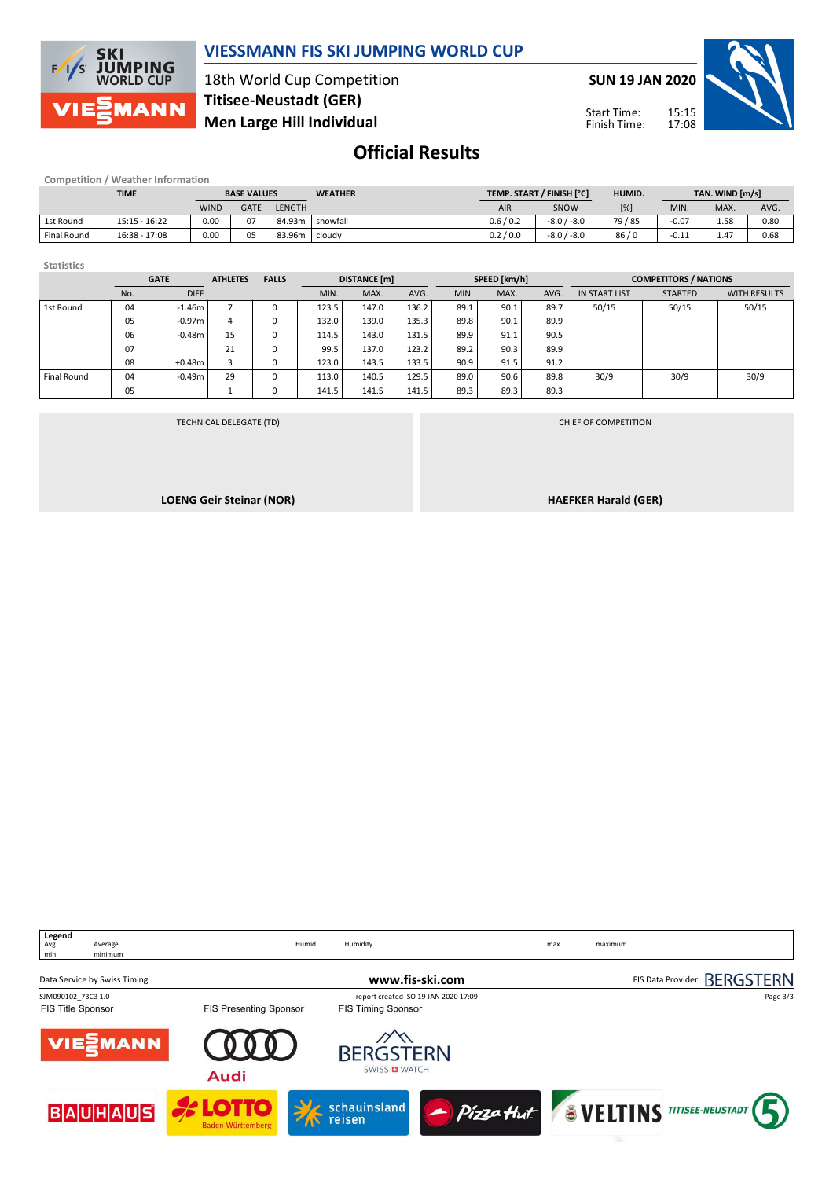# VIESSMANN FIS SKI JUMPING WORLD CUP

18th World Cup Competition

**Titisee-Neustadt (GER)**

**Men Large Hill Individual**

**SUN 19 JAN 2020**

Start Time: 15:15
Finish Time: 17:08

## Official Results

Competition / Weather Information

| | TIME | BASE VALUES | | | WEATHER | TEMP. START / FINISH [°C] | | HUMID. | TAN. WIND [m/s] | | |
|---|---|---|---|---|---|---|---|---|---|---|---|
| | | WIND | GATE | LENGTH | | AIR | SNOW | [%] | MIN. | MAX. | AVG. |
| 1st Round | 15:15 - 16:22 | 0.00 | 07 | 84.93m | snowfall | 0.6 / 0.2 | -8.0 / -8.0 | 79 / 85 | -0.07 | 1.58 | 0.80 |
| Final Round | 16:38 - 17:08 | 0.00 | 05 | 83.96m | cloudy | 0.2 / 0.0 | -8.0 / -8.0 | 86 / 0 | -0.11 | 1.47 | 0.68 |

Statistics

| | GATE | | ATHLETES | FALLS | DISTANCE [m] | | | SPEED [km/h] | | | COMPETITORS / NATIONS | | |
|---|---|---|---|---|---|---|---|---|---|---|---|---|---|
| | No. | DIFF | | | MIN. | MAX. | AVG. | MIN. | MAX. | AVG. | IN START LIST | STARTED | WITH RESULTS |
| 1st Round | 04 | -1.46m | 7 | 0 | 123.5 | 147.0 | 136.2 | 89.1 | 90.1 | 89.7 | 50/15 | 50/15 | 50/15 |
| | 05 | -0.97m | 4 | 0 | 132.0 | 139.0 | 135.3 | 89.8 | 90.1 | 89.9 | | | |
| | 06 | -0.48m | 15 | 0 | 114.5 | 143.0 | 131.5 | 89.9 | 91.1 | 90.5 | | | |
| | 07 | | 21 | 0 | 99.5 | 137.0 | 123.2 | 89.2 | 90.3 | 89.9 | | | |
| | 08 | +0.48m | 3 | 0 | 123.0 | 143.5 | 133.5 | 90.9 | 91.5 | 91.2 | | | |
| Final Round | 04 | -0.49m | 29 | 0 | 113.0 | 140.5 | 129.5 | 89.0 | 90.6 | 89.8 | 30/9 | 30/9 | 30/9 |
| | 05 | | 1 | 0 | 141.5 | 141.5 | 141.5 | 89.3 | 89.3 | 89.3 | | | |

| TECHNICAL DELEGATE (TD) | CHIEF OF COMPETITION |
|---|---|
| **LOENG Geir Steinar (NOR)** | **HAEFKER Harald (GER)** |

Legend
Avg. Average
min. minimum
Humid. Humidity
max. maximum

Data Service by Swiss Timing — www.fis-ski.com — FIS Data Provider BERGSTERN

SJM090102_73C3 1.0 — report created SO 19 JAN 2020 17:09

FIS Title Sponsor: VIESSMANN — FIS Presenting Sponsor: Audi — FIS Timing Sponsor: BERGSTERN SWISS WATCH

BAUHAUS — LOTTO Baden-Württemberg — schauinsland reisen — Pizza Hut — VELTINS — TITISEE-NEUSTADT